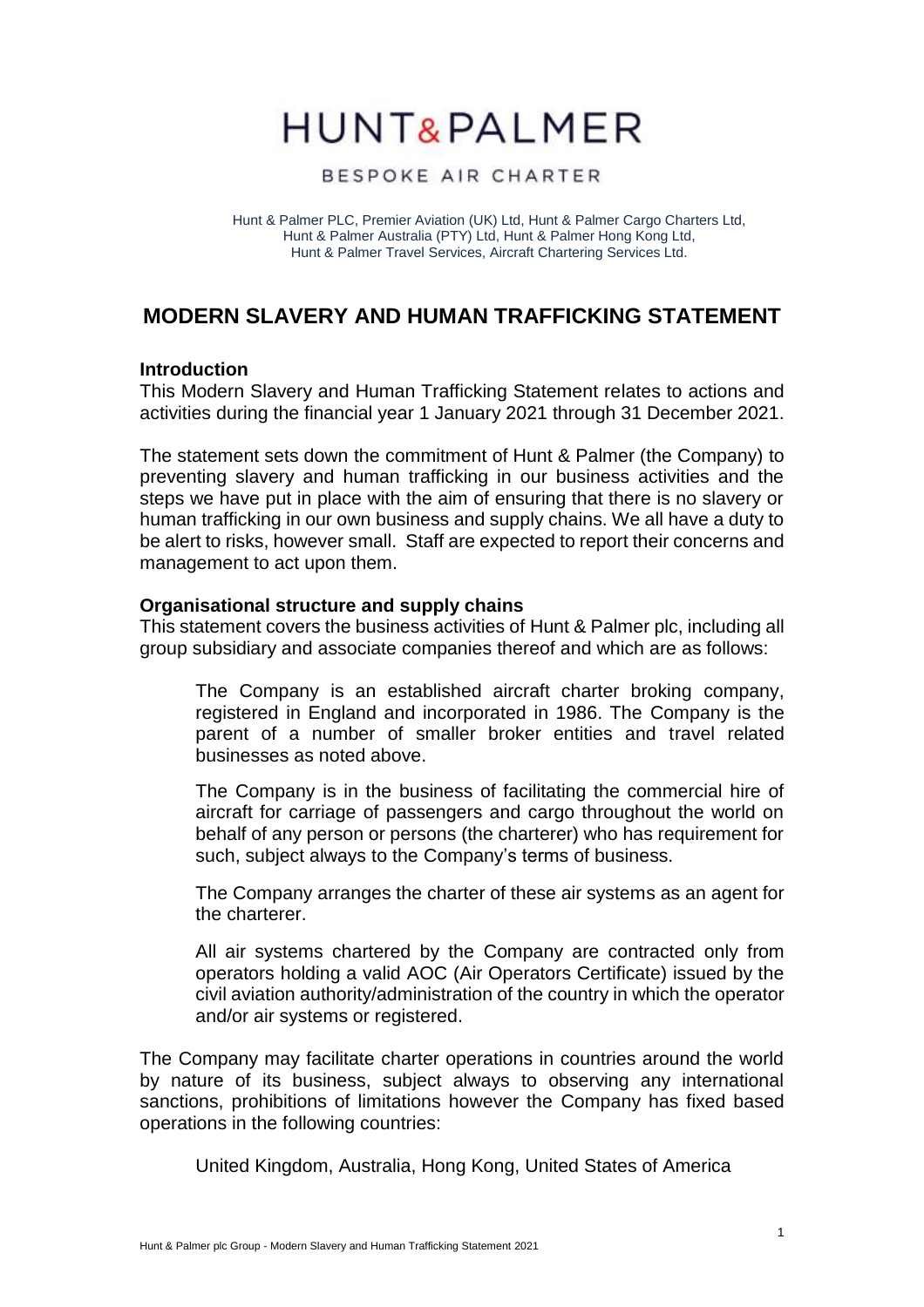# HUNT&PALMER

BESPOKE AIR CHARTER

Hunt & Palmer PLC, Premier Aviation (UK) Ltd, Hunt & Palmer Cargo Charters Ltd, Hunt & Palmer Australia (PTY) Ltd, Hunt & Palmer Hong Kong Ltd, Hunt & Palmer Travel Services, Aircraft Chartering Services Ltd.

## MODERN SLAVERY AND HUMAN TRAFFICKING STATEMENT

### Introduction

This Modern Slavery and Human Trafficking Statement relates to actions and activities during the financial year 1 January 2021 through 31 December 2021.

The statement sets down the commitment of Hunt & Palmer (the Company) to preventing slavery and human trafficking in our business activities and the steps we have put in place with the aim of ensuring that there is no slavery or human trafficking in our own business and supply chains. We all have a duty to be alert to risks, however small. Staff are expected to report their concerns and management to act upon them.

### Organisational structure and supply chains

This statement covers the business activities of Hunt & Palmer plc, including all group subsidiary and associate companies thereof and which are as follows:

> The Company is an established aircraft charter broking company, registered in England and incorporated in 1986. The Company is the parent of a number of smaller broker entities and travel related businesses as noted above.
>
> The Company is in the business of facilitating the commercial hire of aircraft for carriage of passengers and cargo throughout the world on behalf of any person or persons (the charterer) who has requirement for such, subject always to the Company's terms of business.
>
> The Company arranges the charter of these air systems as an agent for the charterer.
>
> All air systems chartered by the Company are contracted only from operators holding a valid AOC (Air Operators Certificate) issued by the civil aviation authority/administration of the country in which the operator and/or air systems or registered.

The Company may facilitate charter operations in countries around the world by nature of its business, subject always to observing any international sanctions, prohibitions of limitations however the Company has fixed based operations in the following countries:

> United Kingdom, Australia, Hong Kong, United States of America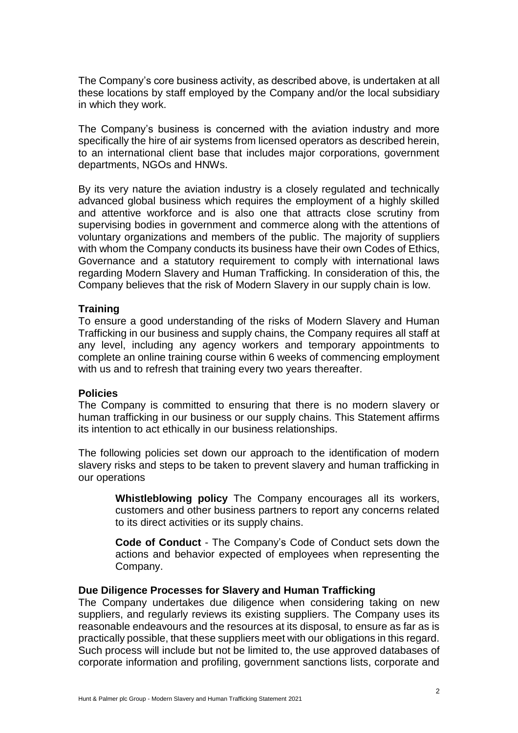The Company's core business activity, as described above, is undertaken at all these locations by staff employed by the Company and/or the local subsidiary in which they work.

The Company's business is concerned with the aviation industry and more specifically the hire of air systems from licensed operators as described herein, to an international client base that includes major corporations, government departments, NGOs and HNWs.

By its very nature the aviation industry is a closely regulated and technically advanced global business which requires the employment of a highly skilled and attentive workforce and is also one that attracts close scrutiny from supervising bodies in government and commerce along with the attentions of voluntary organizations and members of the public. The majority of suppliers with whom the Company conducts its business have their own Codes of Ethics, Governance and a statutory requirement to comply with international laws regarding Modern Slavery and Human Trafficking. In consideration of this, the Company believes that the risk of Modern Slavery in our supply chain is low.

**Training**

To ensure a good understanding of the risks of Modern Slavery and Human Trafficking in our business and supply chains, the Company requires all staff at any level, including any agency workers and temporary appointments to complete an online training course within 6 weeks of commencing employment with us and to refresh that training every two years thereafter.

**Policies**

The Company is committed to ensuring that there is no modern slavery or human trafficking in our business or our supply chains. This Statement affirms its intention to act ethically in our business relationships.

The following policies set down our approach to the identification of modern slavery risks and steps to be taken to prevent slavery and human trafficking in our operations

> **Whistleblowing policy** The Company encourages all its workers, customers and other business partners to report any concerns related to its direct activities or its supply chains.
>
> **Code of Conduct** - The Company's Code of Conduct sets down the actions and behavior expected of employees when representing the Company.

**Due Diligence Processes for Slavery and Human Trafficking**

The Company undertakes due diligence when considering taking on new suppliers, and regularly reviews its existing suppliers. The Company uses its reasonable endeavours and the resources at its disposal, to ensure as far as is practically possible, that these suppliers meet with our obligations in this regard. Such process will include but not be limited to, the use approved databases of corporate information and profiling, government sanctions lists, corporate and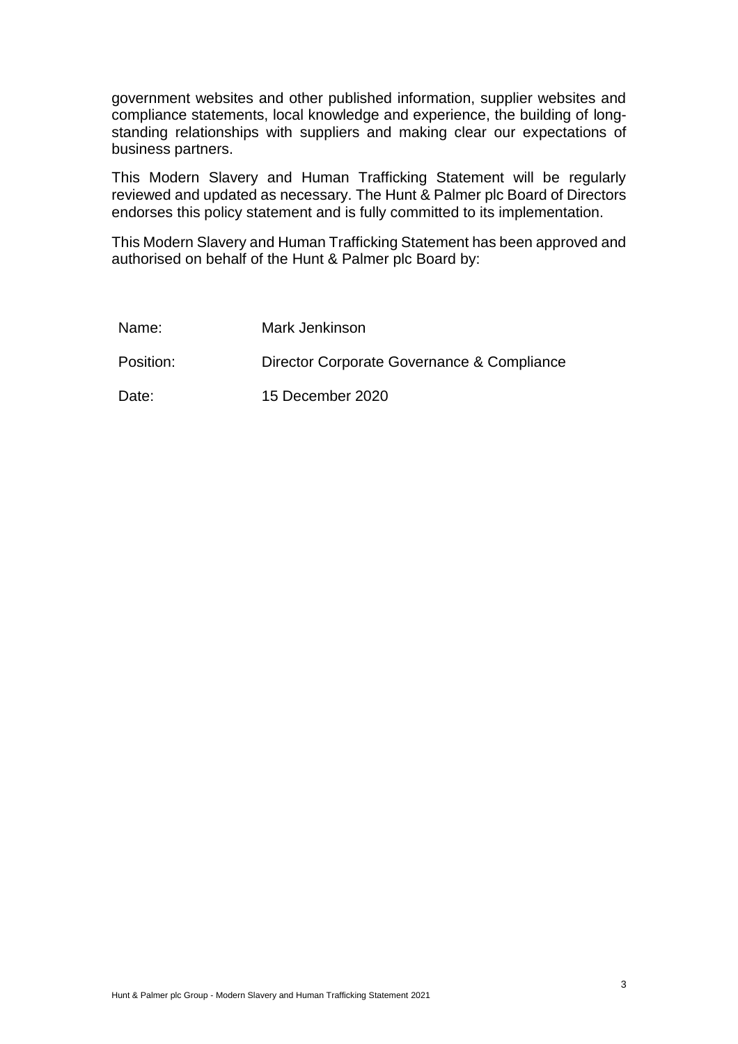government websites and other published information, supplier websites and compliance statements, local knowledge and experience, the building of long-standing relationships with suppliers and making clear our expectations of business partners.

This Modern Slavery and Human Trafficking Statement will be regularly reviewed and updated as necessary. The Hunt & Palmer plc Board of Directors endorses this policy statement and is fully committed to its implementation.

This Modern Slavery and Human Trafficking Statement has been approved and authorised on behalf of the Hunt & Palmer plc Board by:

| | |
|---|---|
| Name: | Mark Jenkinson |
| Position: | Director Corporate Governance & Compliance |
| Date: | 15 December 2020 |